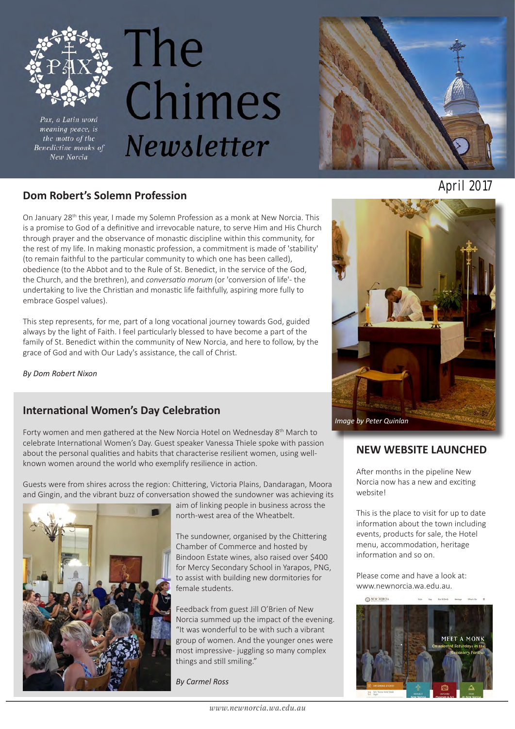Pax, a Latin word meaning peace, is the motto of the Benedictine monks of New Norcia

# The Chimes Newsletter

April 2017

## Dom Robert's Solemn Profession

On January 28th this year, I made my Solemn Profession as a monk at New Norcia. This is a promise to God of a definitive and irrevocable nature, to serve Him and His Church through prayer and the observance of monastic discipline within this community, for the rest of my life. In making monastic profession, a commitment is made of 'stability' (to remain faithful to the particular community to which one has been called), obedience (to the Abbot and to the Rule of St. Benedict, in the service of the God, the Church, and the brethren), and *conversatio morum* (or 'conversion of life'- the undertaking to live the Christian and monastic life faithfully, aspiring more fully to embrace Gospel values).

This step represents, for me, part of a long vocational journey towards God, guided always by the light of Faith. I feel particularly blessed to have become a part of the family of St. Benedict within the community of New Norcia, and here to follow, by the grace of God and with Our Lady's assistance, the call of Christ.

*By Dom Robert Nixon*

*Image by Peter Quinlan*

## International Women's Day Celebration

Forty women and men gathered at the New Norcia Hotel on Wednesday 8th March to celebrate International Women's Day. Guest speaker Vanessa Thiele spoke with passion about the personal qualities and habits that characterise resilient women, using well-known women around the world who exemplify resilience in action.

Guests were from shires across the region: Chittering, Victoria Plains, Dandaragan, Moora and Gingin, and the vibrant buzz of conversation showed the sundowner was achieving its aim of linking people in business across the north-west area of the Wheatbelt.

The sundowner, organised by the Chittering Chamber of Commerce and hosted by Bindoon Estate wines, also raised over $400 for Mercy Secondary School in Yarapos, PNG, to assist with building new dormitories for female students.

Feedback from guest Jill O'Brien of New Norcia summed up the impact of the evening. "It was wonderful to be with such a vibrant group of women. And the younger ones were most impressive- juggling so many complex things and still smiling."

*By Carmel Ross*

## NEW WEBSITE LAUNCHED

After months in the pipeline New Norcia now has a new and exciting website!

This is the place to visit for up to date information about the town including events, products for sale, the Hotel menu, accommodation, heritage information and so on.

Please come and have a look at: www.newnorcia.wa.edu.au.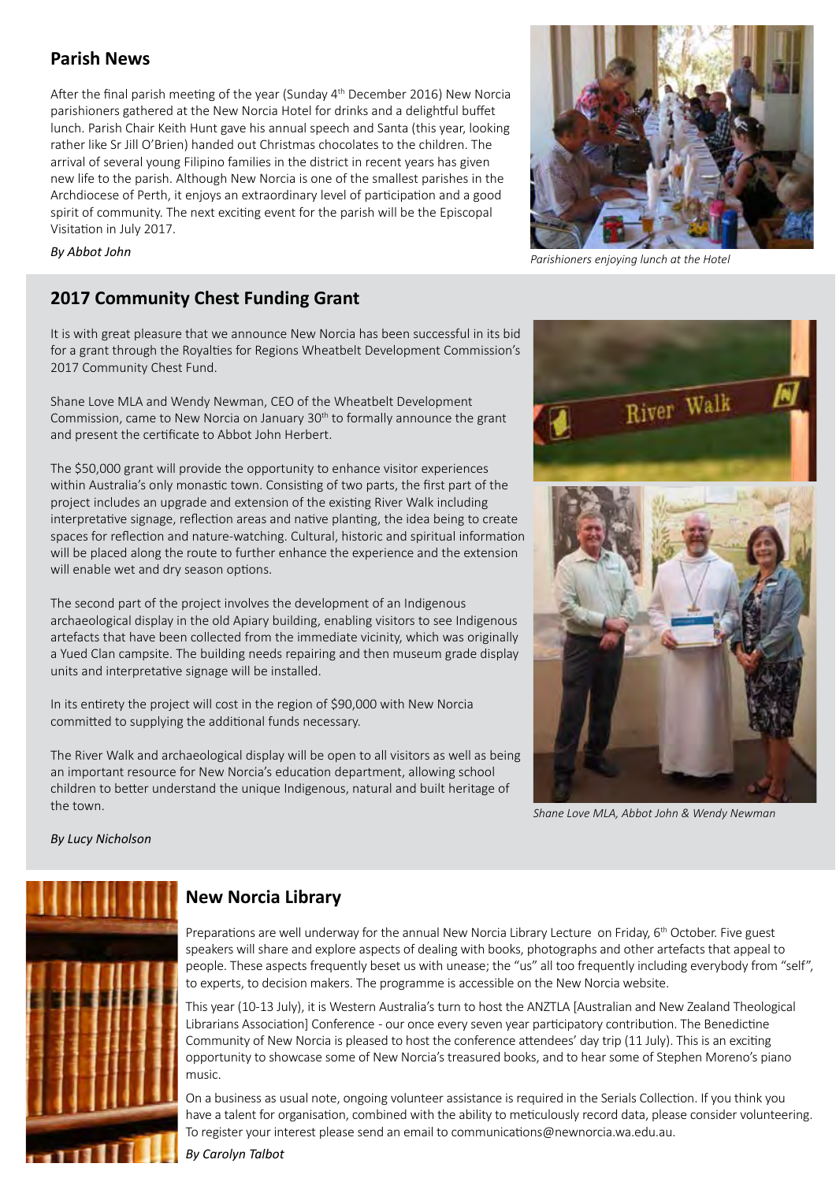## Parish News

After the final parish meeting of the year (Sunday 4th December 2016) New Norcia parishioners gathered at the New Norcia Hotel for drinks and a delightful buffet lunch. Parish Chair Keith Hunt gave his annual speech and Santa (this year, looking rather like Sr Jill O'Brien) handed out Christmas chocolates to the children. The arrival of several young Filipino families in the district in recent years has given new life to the parish. Although New Norcia is one of the smallest parishes in the Archdiocese of Perth, it enjoys an extraordinary level of participation and a good spirit of community. The next exciting event for the parish will be the Episcopal Visitation in July 2017.

*By Abbot John*

*Parishioners enjoying lunch at the Hotel*

## 2017 Community Chest Funding Grant

It is with great pleasure that we announce New Norcia has been successful in its bid for a grant through the Royalties for Regions Wheatbelt Development Commission's 2017 Community Chest Fund.

Shane Love MLA and Wendy Newman, CEO of the Wheatbelt Development Commission, came to New Norcia on January 30th to formally announce the grant and present the certificate to Abbot John Herbert.

The $50,000 grant will provide the opportunity to enhance visitor experiences within Australia's only monastic town. Consisting of two parts, the first part of the project includes an upgrade and extension of the existing River Walk including interpretative signage, reflection areas and native planting, the idea being to create spaces for reflection and nature-watching. Cultural, historic and spiritual information will be placed along the route to further enhance the experience and the extension will enable wet and dry season options.

The second part of the project involves the development of an Indigenous archaeological display in the old Apiary building, enabling visitors to see Indigenous artefacts that have been collected from the immediate vicinity, which was originally a Yued Clan campsite. The building needs repairing and then museum grade display units and interpretative signage will be installed.

In its entirety the project will cost in the region of $90,000 with New Norcia committed to supplying the additional funds necessary.

The River Walk and archaeological display will be open to all visitors as well as being an important resource for New Norcia's education department, allowing school children to better understand the unique Indigenous, natural and built heritage of the town.

*By Lucy Nicholson*

*Shane Love MLA, Abbot John & Wendy Newman*

## New Norcia Library

Preparations are well underway for the annual New Norcia Library Lecture on Friday, 6th October. Five guest speakers will share and explore aspects of dealing with books, photographs and other artefacts that appeal to people. These aspects frequently beset us with unease; the "us" all too frequently including everybody from "self", to experts, to decision makers. The programme is accessible on the New Norcia website.

This year (10-13 July), it is Western Australia's turn to host the ANZTLA [Australian and New Zealand Theological Librarians Association] Conference - our once every seven year participatory contribution. The Benedictine Community of New Norcia is pleased to host the conference attendees' day trip (11 July). This is an exciting opportunity to showcase some of New Norcia's treasured books, and to hear some of Stephen Moreno's piano music.

On a business as usual note, ongoing volunteer assistance is required in the Serials Collection. If you think you have a talent for organisation, combined with the ability to meticulously record data, please consider volunteering. To register your interest please send an email to communications@newnorcia.wa.edu.au.

*By Carolyn Talbot*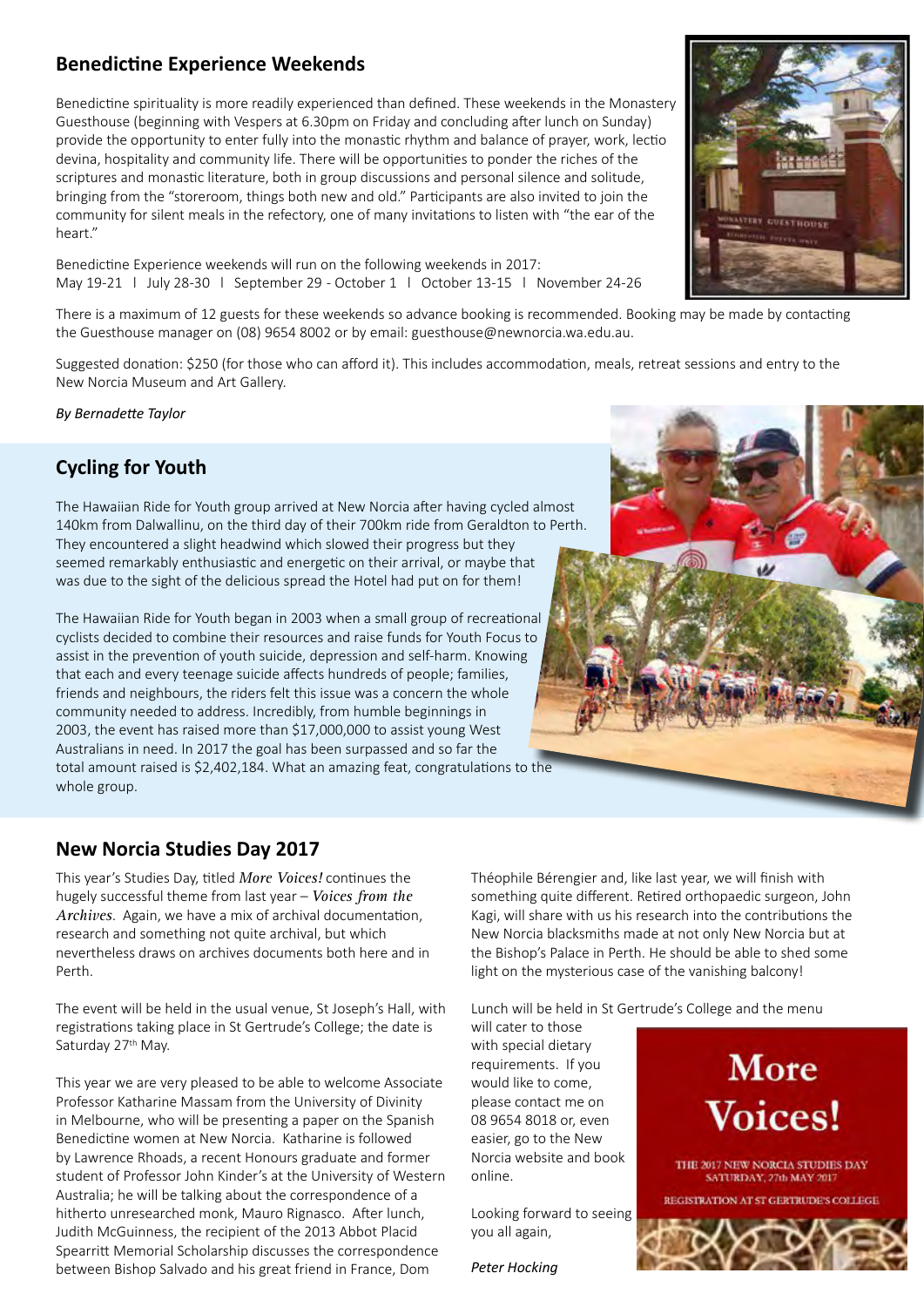## Benedictine Experience Weekends

Benedictine spirituality is more readily experienced than defined. These weekends in the Monastery Guesthouse (beginning with Vespers at 6.30pm on Friday and concluding after lunch on Sunday) provide the opportunity to enter fully into the monastic rhythm and balance of prayer, work, lectio devina, hospitality and community life. There will be opportunities to ponder the riches of the scriptures and monastic literature, both in group discussions and personal silence and solitude, bringing from the "storeroom, things both new and old." Participants are also invited to join the community for silent meals in the refectory, one of many invitations to listen with "the ear of the heart."

Benedictine Experience weekends will run on the following weekends in 2017:
May 19-21 | July 28-30 | September 29 - October 1 | October 13-15 | November 24-26

There is a maximum of 12 guests for these weekends so advance booking is recommended. Booking may be made by contacting the Guesthouse manager on (08) 9654 8002 or by email: guesthouse@newnorcia.wa.edu.au.

Suggested donation: $250 (for those who can afford it). This includes accommodation, meals, retreat sessions and entry to the New Norcia Museum and Art Gallery.

*By Bernadette Taylor*

## Cycling for Youth

The Hawaiian Ride for Youth group arrived at New Norcia after having cycled almost 140km from Dalwallinu, on the third day of their 700km ride from Geraldton to Perth. They encountered a slight headwind which slowed their progress but they seemed remarkably enthusiastic and energetic on their arrival, or maybe that was due to the sight of the delicious spread the Hotel had put on for them!

The Hawaiian Ride for Youth began in 2003 when a small group of recreational cyclists decided to combine their resources and raise funds for Youth Focus to assist in the prevention of youth suicide, depression and self-harm. Knowing that each and every teenage suicide affects hundreds of people; families, friends and neighbours, the riders felt this issue was a concern the whole community needed to address. Incredibly, from humble beginnings in 2003, the event has raised more than $17,000,000 to assist young West Australians in need. In 2017 the goal has been surpassed and so far the total amount raised is $2,402,184. What an amazing feat, congratulations to the whole group.

## New Norcia Studies Day 2017

This year's Studies Day, titled *More Voices!* continues the hugely successful theme from last year – *Voices from the Archives*. Again, we have a mix of archival documentation, research and something not quite archival, but which nevertheless draws on archives documents both here and in Perth.

The event will be held in the usual venue, St Joseph's Hall, with registrations taking place in St Gertrude's College; the date is Saturday 27th May.

This year we are very pleased to be able to welcome Associate Professor Katharine Massam from the University of Divinity in Melbourne, who will be presenting a paper on the Spanish Benedictine women at New Norcia. Katharine is followed by Lawrence Rhoads, a recent Honours graduate and former student of Professor John Kinder's at the University of Western Australia; he will be talking about the correspondence of a hitherto unresearched monk, Mauro Rignasco. After lunch, Judith McGuinness, the recipient of the 2013 Abbot Placid Spearritt Memorial Scholarship discusses the correspondence between Bishop Salvado and his great friend in France, Dom Théophile Bérengier and, like last year, we will finish with something quite different. Retired orthopaedic surgeon, John Kagi, will share with us his research into the contributions the New Norcia blacksmiths made at not only New Norcia but at the Bishop's Palace in Perth. He should be able to shed some light on the mysterious case of the vanishing balcony!

Lunch will be held in St Gertrude's College and the menu will cater to those with special dietary requirements. If you would like to come, please contact me on 08 9654 8018 or, even easier, go to the New Norcia website and book online.

Looking forward to seeing you all again,

*Peter Hocking*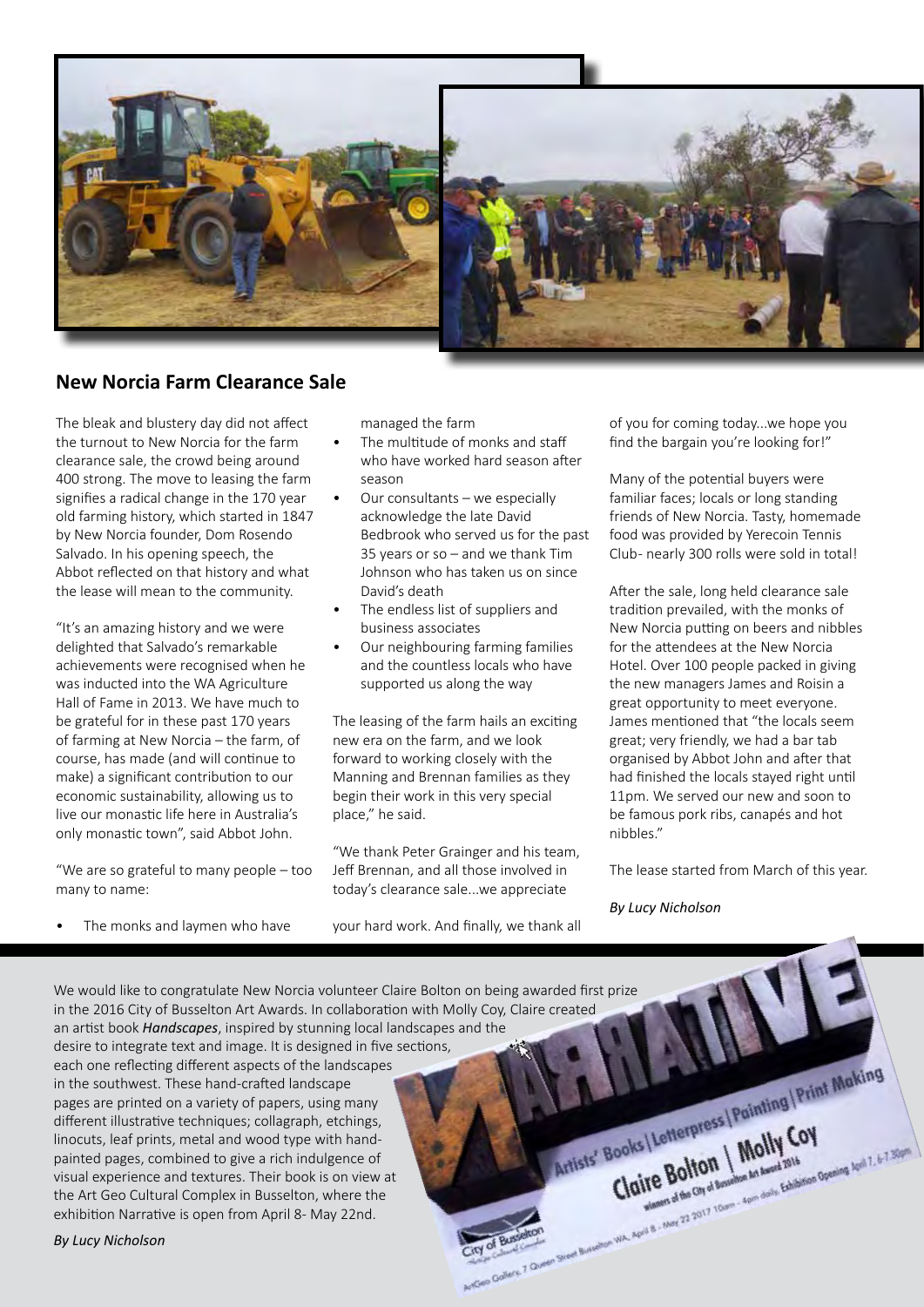## New Norcia Farm Clearance Sale

The bleak and blustery day did not affect the turnout to New Norcia for the farm clearance sale, the crowd being around 400 strong. The move to leasing the farm signifies a radical change in the 170 year old farming history, which started in 1847 by New Norcia founder, Dom Rosendo Salvado. In his opening speech, the Abbot reflected on that history and what the lease will mean to the community.

"It's an amazing history and we were delighted that Salvado's remarkable achievements were recognised when he was inducted into the WA Agriculture Hall of Fame in 2013. We have much to be grateful for in these past 170 years of farming at New Norcia – the farm, of course, has made (and will continue to make) a significant contribution to our economic sustainability, allowing us to live our monastic life here in Australia's only monastic town", said Abbot John.

"We are so grateful to many people – too many to name:

- The monks and laymen who have managed the farm
- The multitude of monks and staff who have worked hard season after season
- Our consultants – we especially acknowledge the late David Bedbrook who served us for the past 35 years or so – and we thank Tim Johnson who has taken us on since David's death
- The endless list of suppliers and business associates
- Our neighbouring farming families and the countless locals who have supported us along the way

The leasing of the farm hails an exciting new era on the farm, and we look forward to working closely with the Manning and Brennan families as they begin their work in this very special place," he said.

"We thank Peter Grainger and his team, Jeff Brennan, and all those involved in today's clearance sale...we appreciate your hard work. And finally, we thank all of you for coming today...we hope you find the bargain you're looking for!"

Many of the potential buyers were familiar faces; locals or long standing friends of New Norcia. Tasty, homemade food was provided by Yerecoin Tennis Club- nearly 300 rolls were sold in total!

After the sale, long held clearance sale tradition prevailed, with the monks of New Norcia putting on beers and nibbles for the attendees at the New Norcia Hotel. Over 100 people packed in giving the new managers James and Roisin a great opportunity to meet everyone. James mentioned that "the locals seem great; very friendly, we had a bar tab organised by Abbot John and after that had finished the locals stayed right until 11pm. We served our new and soon to be famous pork ribs, canapés and hot nibbles."

The lease started from March of this year.

*By Lucy Nicholson*

---

We would like to congratulate New Norcia volunteer Claire Bolton on being awarded first prize in the 2016 City of Busselton Art Awards. In collaboration with Molly Coy, Claire created an artist book ***Handscapes***, inspired by stunning local landscapes and the desire to integrate text and image. It is designed in five sections, each one reflecting different aspects of the landscapes in the southwest. These hand-crafted landscape pages are printed on a variety of papers, using many different illustrative techniques; collagraph, etchings, linocuts, leaf prints, metal and wood type with hand-painted pages, combined to give a rich indulgence of visual experience and textures. Their book is on view at the Art Geo Cultural Complex in Busselton, where the exhibition Narrative is open from April 8- May 22nd.

*By Lucy Nicholson*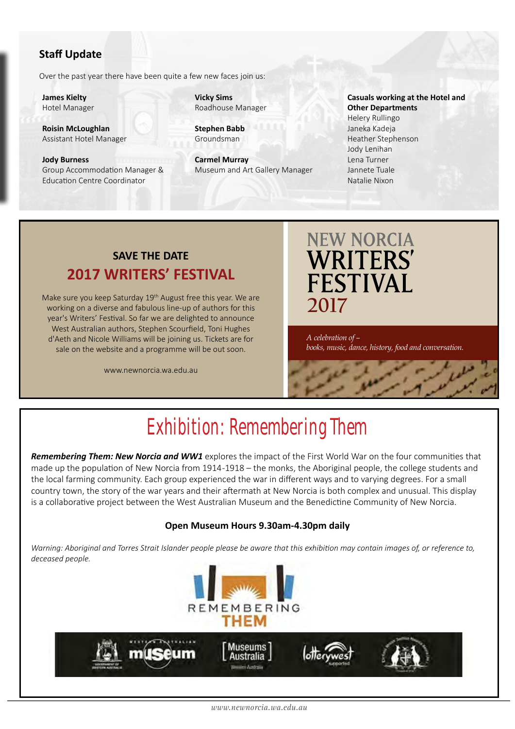## Staff Update

Over the past year there have been quite a few new faces join us:

**James Kielty**
Hotel Manager

**Roisin McLoughlan**
Assistant Hotel Manager

**Jody Burness**
Group Accommodation Manager & Education Centre Coordinator

**Vicky Sims**
Roadhouse Manager

**Stephen Babb**
Groundsman

**Carmel Murray**
Museum and Art Gallery Manager

**Casuals working at the Hotel and Other Departments**
Helery Rullingo
Janeka Kadeja
Heather Stephenson
Jody Lenihan
Lena Turner
Jannete Tuale
Natalie Nixon

### SAVE THE DATE

## 2017 WRITERS' FESTIVAL

Make sure you keep Saturday 19th August free this year. We are working on a diverse and fabulous line-up of authors for this year's Writers' Festival. So far we are delighted to announce West Australian authors, Stephen Scourfield, Toni Hughes d'Aeth and Nicole Williams will be joining us. Tickets are for sale on the website and a programme will be out soon.

www.newnorcia.wa.edu.au

NEW NORCIA WRITERS' FESTIVAL 2017

*A celebration of – books, music, dance, history, food and conversation.*

## Exhibition: Remembering Them

***Remembering Them: New Norcia and WW1*** explores the impact of the First World War on the four communities that made up the population of New Norcia from 1914-1918 – the monks, the Aboriginal people, the college students and the local farming community. Each group experienced the war in different ways and to varying degrees. For a small country town, the story of the war years and their aftermath at New Norcia is both complex and unusual. This display is a collaborative project between the West Australian Museum and the Benedictine Community of New Norcia.

**Open Museum Hours 9.30am-4.30pm daily**

*Warning: Aboriginal and Torres Strait Islander people please be aware that this exhibition may contain images of, or reference to, deceased people.*

REMEMBERING THEM

Western Australian Museum | Museums Australia Western Australia | Lotterywest supported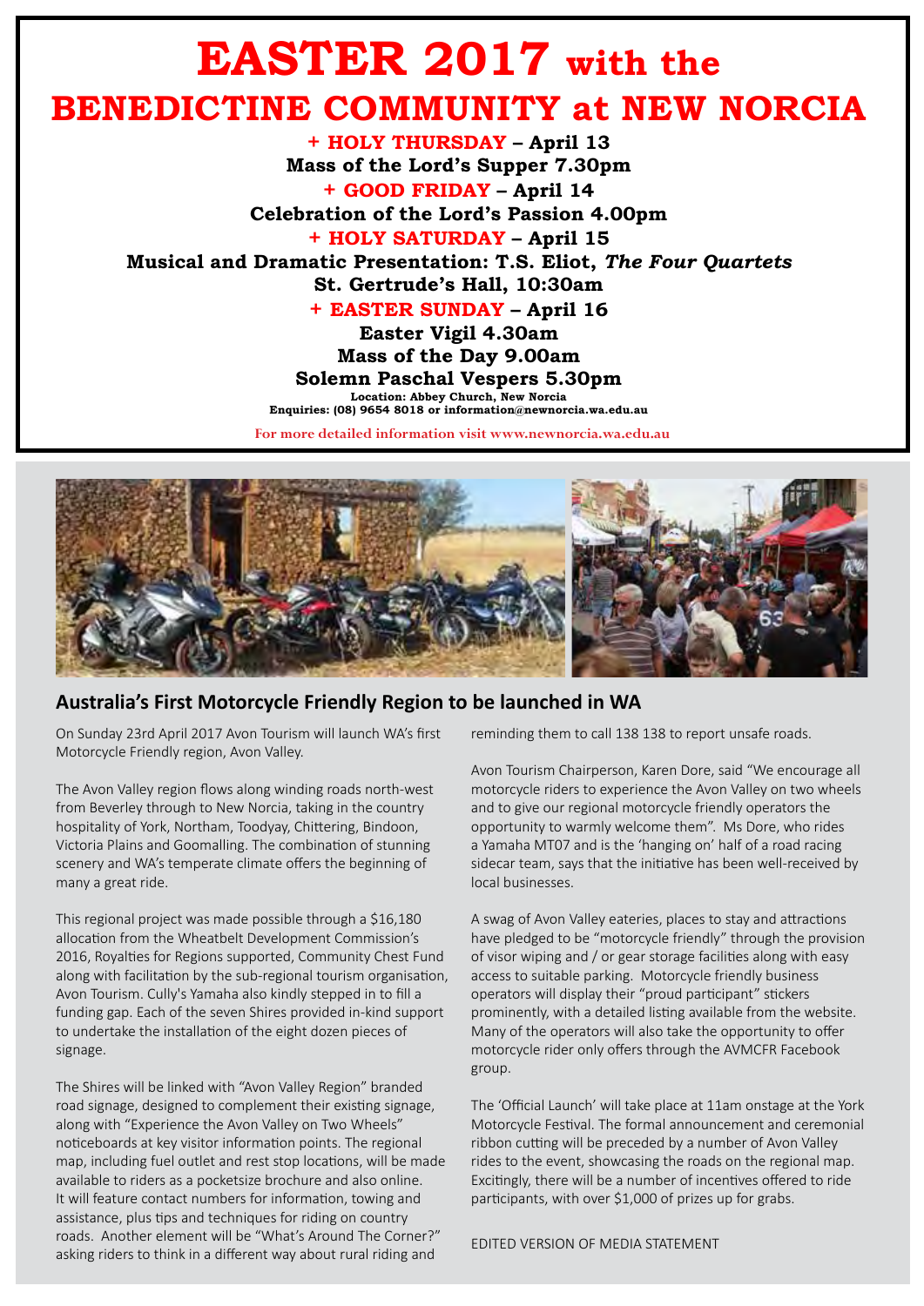# EASTER 2017 with the BENEDICTINE COMMUNITY at NEW NORCIA

**+ HOLY THURSDAY – April 13**

**Mass of the Lord's Supper 7.30pm**

**+ GOOD FRIDAY – April 14**

**Celebration of the Lord's Passion 4.00pm**

**+ HOLY SATURDAY – April 15**

**Musical and Dramatic Presentation: T.S. Eliot, *The Four Quartets***

**St. Gertrude's Hall, 10:30am**

**+ EASTER SUNDAY – April 16**

**Easter Vigil 4.30am**

**Mass of the Day 9.00am**

**Solemn Paschal Vespers 5.30pm**

**Location: Abbey Church, New Norcia**

**Enquiries: (08) 9654 8018 or information@newnorcia.wa.edu.au**

For more detailed information visit www.newnorcia.wa.edu.au

## Australia's First Motorcycle Friendly Region to be launched in WA

On Sunday 23rd April 2017 Avon Tourism will launch WA's first Motorcycle Friendly region, Avon Valley.

The Avon Valley region flows along winding roads north-west from Beverley through to New Norcia, taking in the country hospitality of York, Northam, Toodyay, Chittering, Bindoon, Victoria Plains and Goomalling. The combination of stunning scenery and WA's temperate climate offers the beginning of many a great ride.

This regional project was made possible through a $16,180 allocation from the Wheatbelt Development Commission's 2016, Royalties for Regions supported, Community Chest Fund along with facilitation by the sub-regional tourism organisation, Avon Tourism. Cully's Yamaha also kindly stepped in to fill a funding gap. Each of the seven Shires provided in-kind support to undertake the installation of the eight dozen pieces of signage.

The Shires will be linked with "Avon Valley Region" branded road signage, designed to complement their existing signage, along with "Experience the Avon Valley on Two Wheels" noticeboards at key visitor information points. The regional map, including fuel outlet and rest stop locations, will be made available to riders as a pocketsize brochure and also online. It will feature contact numbers for information, towing and assistance, plus tips and techniques for riding on country roads. Another element will be "What's Around The Corner?" asking riders to think in a different way about rural riding and reminding them to call 138 138 to report unsafe roads.

Avon Tourism Chairperson, Karen Dore, said "We encourage all motorcycle riders to experience the Avon Valley on two wheels and to give our regional motorcycle friendly operators the opportunity to warmly welcome them". Ms Dore, who rides a Yamaha MT07 and is the 'hanging on' half of a road racing sidecar team, says that the initiative has been well-received by local businesses.

A swag of Avon Valley eateries, places to stay and attractions have pledged to be "motorcycle friendly" through the provision of visor wiping and / or gear storage facilities along with easy access to suitable parking. Motorcycle friendly business operators will display their "proud participant" stickers prominently, with a detailed listing available from the website. Many of the operators will also take the opportunity to offer motorcycle rider only offers through the AVMCFR Facebook group.

The 'Official Launch' will take place at 11am onstage at the York Motorcycle Festival. The formal announcement and ceremonial ribbon cutting will be preceded by a number of Avon Valley rides to the event, showcasing the roads on the regional map. Excitingly, there will be a number of incentives offered to ride participants, with over $1,000 of prizes up for grabs.

EDITED VERSION OF MEDIA STATEMENT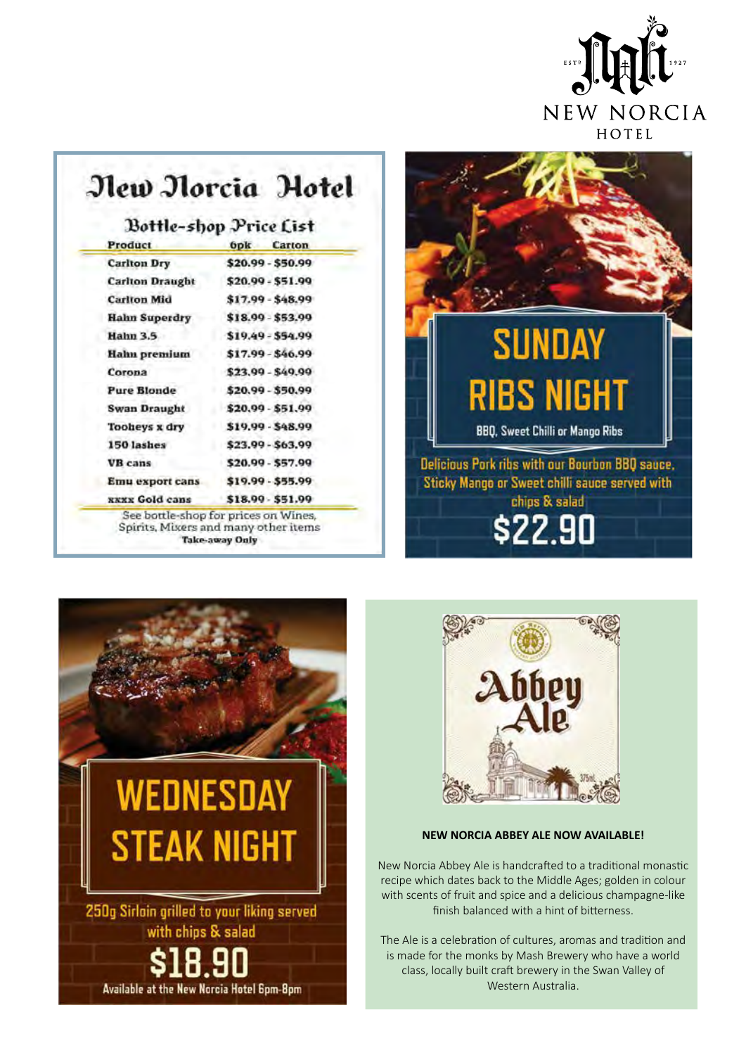NEW NORCIA HOTEL

# New Norcia Hotel

## Bottle-shop Price List

| Product | 6pk | Carton |
|---|---|---|
| Carlton Dry | $20.99 | $50.99 |
| Carlton Draught | $20.99 | $51.99 |
| Carlton Mid | $17.99 | $48.99 |
| Hahn Superdry | $18.99 | $53.99 |
| Hahn 3.5 | $19.49 | $54.99 |
| Hahn premium | $17.99 | $46.99 |
| Corona | $23.99 | $49.99 |
| Pure Blonde | $20.99 | $50.99 |
| Swan Draught | $20.99 | $51.99 |
| Tooheys x dry | $19.99 | $48.99 |
| 150 lashes | $23.99 | $63.99 |
| VB cans | $20.99 | $57.99 |
| Emu export cans | $19.99 | $55.99 |
| xxxx Gold cans | $18.99 | $51.99 |

See bottle-shop for prices on Wines, Spirits, Mixers and many other items

**Take-away Only**

## SUNDAY RIBS NIGHT

BBQ, Sweet Chilli or Mango Ribs

Delicious Pork ribs with our Bourbon BBQ sauce, Sticky Mango or Sweet chilli sauce served with chips & salad

**$22.90**

## WEDNESDAY STEAK NIGHT

250g Sirloin grilled to your liking served with chips & salad

**$18.90**

Available at the New Norcia Hotel 6pm-8pm

**NEW NORCIA ABBEY ALE NOW AVAILABLE!**

New Norcia Abbey Ale is handcrafted to a traditional monastic recipe which dates back to the Middle Ages; golden in colour with scents of fruit and spice and a delicious champagne-like finish balanced with a hint of bitterness.

The Ale is a celebration of cultures, aromas and tradition and is made for the monks by Mash Brewery who have a world class, locally built craft brewery in the Swan Valley of Western Australia.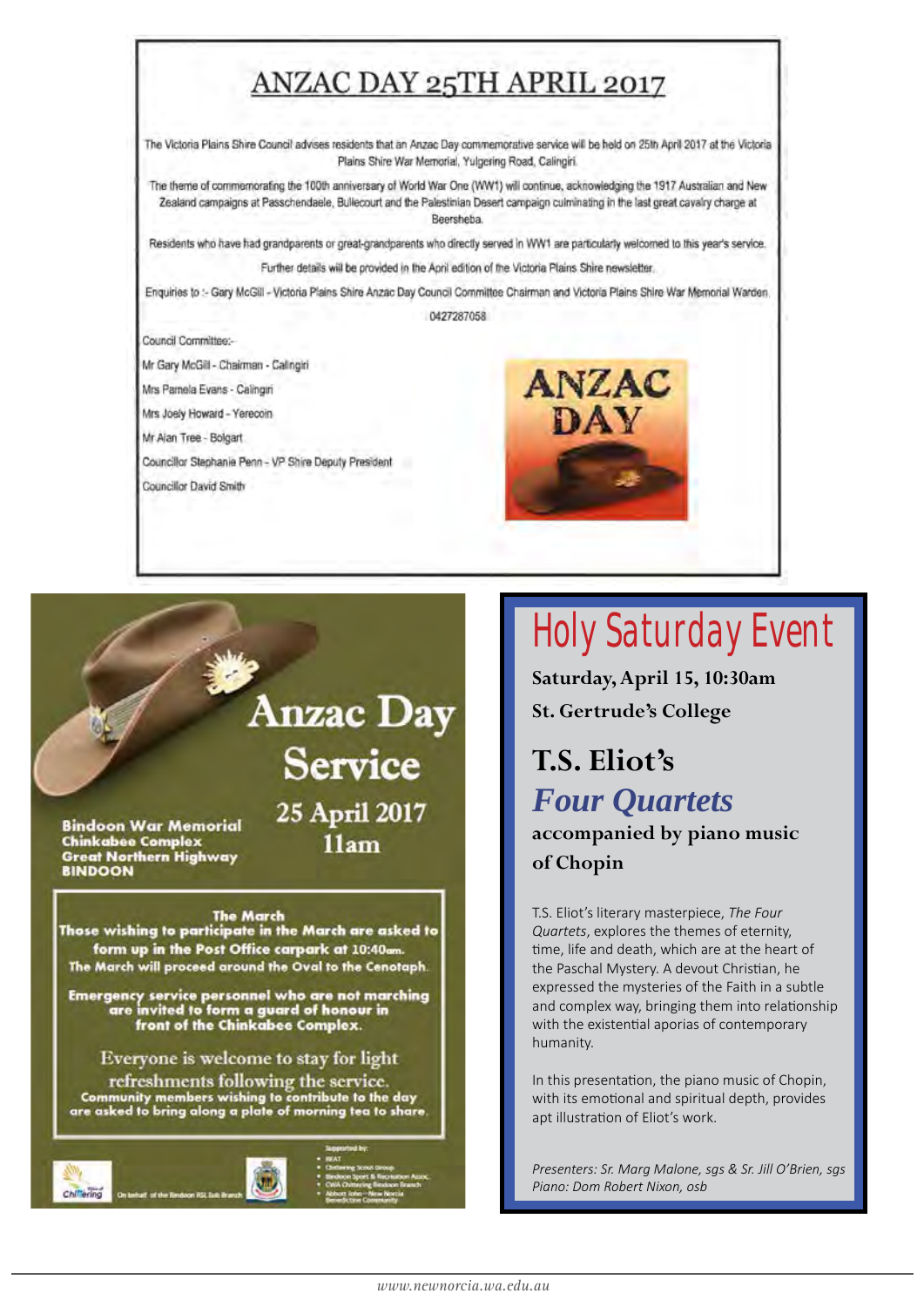# ANZAC DAY 25TH APRIL 2017

The Victoria Plains Shire Council advises residents that an Anzac Day commemorative service will be held on 25th April 2017 at the Victoria Plains Shire War Memorial, Yulgering Road, Calingiri.

The theme of commemorating the 100th anniversary of World War One (WW1) will continue, acknowledging the 1917 Australian and New Zealand campaigns at Passchendaele, Bullecourt and the Palestinian Desert campaign culminating in the last great cavalry charge at Beersheba.

Residents who have had grandparents or great-grandparents who directly served in WW1 are particularly welcomed to this year's service.

Further details will be provided in the April edition of the Victoria Plains Shire newsletter.

Enquiries to :- Gary McGill - Victoria Plains Shire Anzac Day Council Committee Chairman and Victoria Plains Shire War Memorial Warden 0427287058

Council Committee:-

Mr Gary McGill - Chairman - Calingiri

Mrs Pamela Evans - Calingiri

Mrs Joely Howard - Yerecoin

Mr Alan Tree - Bolgart

Councillor Stephanie Penn - VP Shire Deputy President

Councillor David Smith

ANZAC DAY

# Anzac Day Service

**25 April 2017**
**11am**

**Bindoon War Memorial**
**Chinkabee Complex**
**Great Northern Highway**
**BINDOON**

**The March**
**Those wishing to participate in the March are asked to form up in the Post Office carpark at 10:40am.**
**The March will proceed around the Oval to the Cenotaph.**

**Emergency service personnel who are not marching are invited to form a guard of honour in front of the Chinkabee Complex.**

Everyone is welcome to stay for light refreshments following the service.
**Community members wishing to contribute to the day are asked to bring along a plate of morning tea to share.**

On behalf of the Bindoon RSL Sub Branch

Supported by:
- REAT
- Chittering Scout Group
- Bindoon Sport & Recreation Assoc.
- CWA Chittering Bindoon Branch
- Abbott John - New Norcia Benedictine Community

# Holy Saturday Event

**Saturday, April 15, 10:30am**

**St. Gertrude's College**

## T.S. Eliot's *Four Quartets*

**accompanied by piano music of Chopin**

T.S. Eliot's literary masterpiece, *The Four Quartets*, explores the themes of eternity, time, life and death, which are at the heart of the Paschal Mystery. A devout Christian, he expressed the mysteries of the Faith in a subtle and complex way, bringing them into relationship with the existential aporias of contemporary humanity.

In this presentation, the piano music of Chopin, with its emotional and spiritual depth, provides apt illustration of Eliot's work.

*Presenters: Sr. Marg Malone, sgs & Sr. Jill O'Brien, sgs*
*Piano: Dom Robert Nixon, osb*